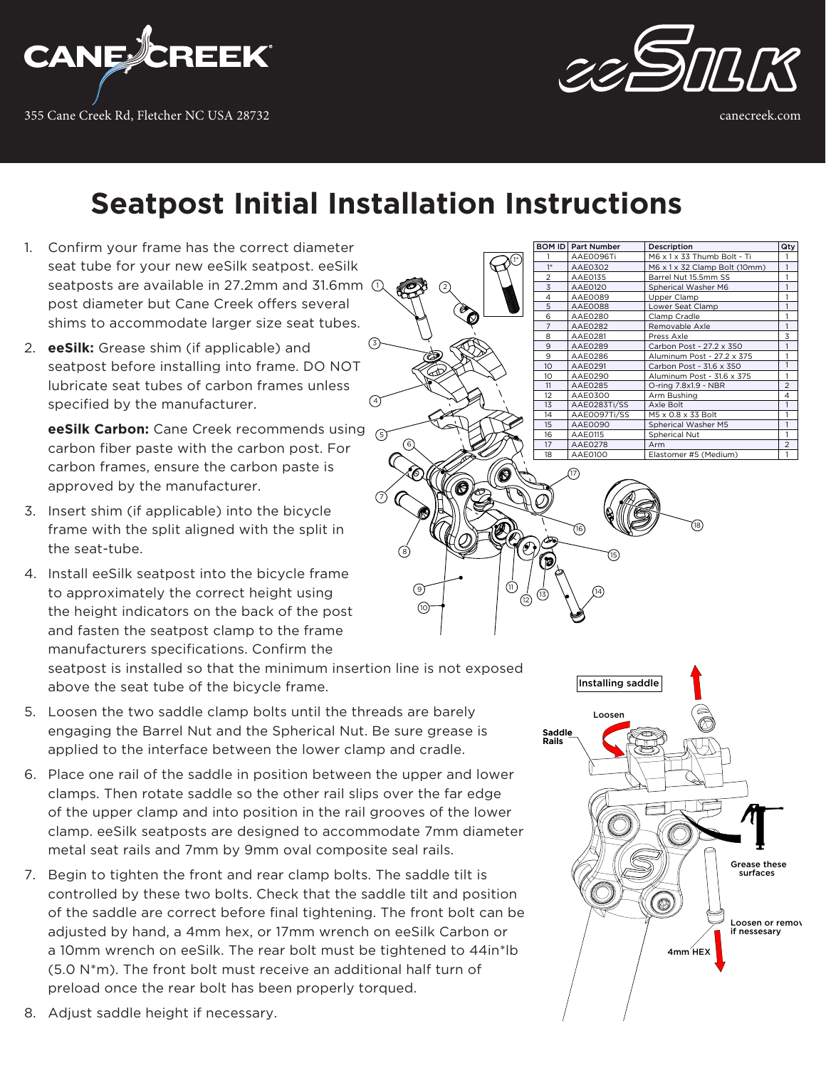CANE CREEK

355 Cane Creek Rd, Fletcher NC USA 28732

eeSILK

canecreek.com

# Seatpost Initial Installation Instructions

| BOM ID | Part Number | Description | Qty |
|---|---|---|---|
| 1 | AAE0096Ti | M6 x 1 x 33 Thumb Bolt - Ti | 1 |
| 1* | AAE0302 | M6 x 1 x 32 Clamp Bolt (10mm) | 1 |
| 2 | AAE0135 | Barrel Nut 15.5mm SS | 1 |
| 3 | AAE0120 | Spherical Washer M6 | 1 |
| 4 | AAE0089 | Upper Clamp | 1 |
| 5 | AAE0088 | Lower Seat Clamp | 1 |
| 6 | AAE0280 | Clamp Cradle | 1 |
| 7 | AAE0282 | Removable Axle | 1 |
| 8 | AAE0281 | Press Axle | 3 |
| 9 | AAE0289 | Carbon Post - 27.2 x 350 | 1 |
| 9 | AAE0286 | Aluminum Post - 27.2 x 375 | 1 |
| 10 | AAE0291 | Carbon Post - 31.6 x 350 | 1 |
| 10 | AAE0290 | Aluminum Post - 31.6 x 375 | 1 |
| 11 | AAE0285 | O-ring 7.8x1.9 - NBR | 2 |
| 12 | AAE0300 | Arm Bushing | 4 |
| 13 | AAE0283Ti/SS | Axle Bolt | 1 |
| 14 | AAE0097Ti/SS | M5 x 0.8 x 33 Bolt | 1 |
| 15 | AAE0090 | Spherical Washer M5 | 1 |
| 16 | AAE0115 | Spherical Nut | 1 |
| 17 | AAE0278 | Arm | 2 |
| 18 | AAE0100 | Elastomer #5 (Medium) | 1 |

1. Confirm your frame has the correct diameter seat tube for your new eeSilk seatpost. eeSilk seatposts are available in 27.2mm and 31.6mm post diameter but Cane Creek offers several shims to accommodate larger size seat tubes.
2. **eeSilk:** Grease shim (if applicable) and seatpost before installing into frame. DO NOT lubricate seat tubes of carbon frames unless specified by the manufacturer.

   **eeSilk Carbon:** Cane Creek recommends using carbon fiber paste with the carbon post. For carbon frames, ensure the carbon paste is approved by the manufacturer.
3. Insert shim (if applicable) into the bicycle frame with the split aligned with the split in the seat-tube.
4. Install eeSilk seatpost into the bicycle frame to approximately the correct height using the height indicators on the back of the post and fasten the seatpost clamp to the frame manufacturers specifications. Confirm the seatpost is installed so that the minimum insertion line is not exposed above the seat tube of the bicycle frame.
5. Loosen the two saddle clamp bolts until the threads are barely engaging the Barrel Nut and the Spherical Nut. Be sure grease is applied to the interface between the lower clamp and cradle.
6. Place one rail of the saddle in position between the upper and lower clamps. Then rotate saddle so the other rail slips over the far edge of the upper clamp and into position in the rail grooves of the lower clamp. eeSilk seatposts are designed to accommodate 7mm diameter metal seat rails and 7mm by 9mm oval composite seal rails.
7. Begin to tighten the front and rear clamp bolts. The saddle tilt is controlled by these two bolts. Check that the saddle tilt and position of the saddle are correct before final tightening. The front bolt can be adjusted by hand, a 4mm hex, or 17mm wrench on eeSilk Carbon or a 10mm wrench on eeSilk. The rear bolt must be tightened to 44in*lb (5.0 N*m). The front bolt must receive an additional half turn of preload once the rear bolt has been properly torqued.
8. Adjust saddle height if necessary.

Installing saddle

Loosen

Saddle Rails

Grease these surfaces

Loosen or remove if nessesary

4mm HEX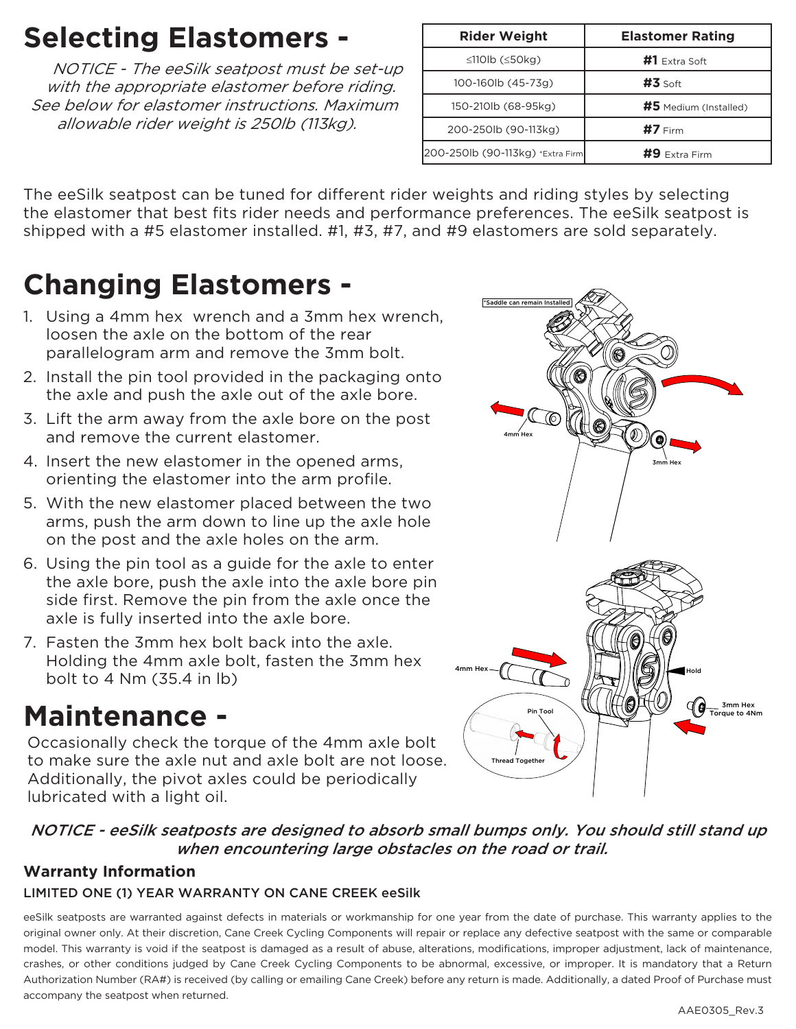# Selecting Elastomers -

*NOTICE - The eeSilk seatpost must be set-up with the appropriate elastomer before riding. See below for elastomer instructions. Maximum allowable rider weight is 250lb (113kg).*

| Rider Weight | Elastomer Rating |
|---|---|
| ≤110lb (≤50kg) | **#1** Extra Soft |
| 100-160lb (45-73g) | **#3** Soft |
| 150-210lb (68-95kg) | **#5** Medium (Installed) |
| 200-250lb (90-113kg) | **#7** Firm |
| 200-250lb (90-113kg) *Extra Firm | **#9** Extra Firm |

The eeSilk seatpost can be tuned for different rider weights and riding styles by selecting the elastomer that best fits rider needs and performance preferences. The eeSilk seatpost is shipped with a #5 elastomer installed. #1, #3, #7, and #9 elastomers are sold separately.

# Changing Elastomers -

1. Using a 4mm hex wrench and a 3mm hex wrench, loosen the axle on the bottom of the rear parallelogram arm and remove the 3mm bolt.
2. Install the pin tool provided in the packaging onto the axle and push the axle out of the axle bore.
3. Lift the arm away from the axle bore on the post and remove the current elastomer.
4. Insert the new elastomer in the opened arms, orienting the elastomer into the arm profile.
5. With the new elastomer placed between the two arms, push the arm down to line up the axle hole on the post and the axle holes on the arm.
6. Using the pin tool as a guide for the axle to enter the axle bore, push the axle into the axle bore pin side first. Remove the pin from the axle once the axle is fully inserted into the axle bore.
7. Fasten the 3mm hex bolt back into the axle. Holding the 4mm axle bolt, fasten the 3mm hex bolt to 4 Nm (35.4 in lb)

*Saddle can remain Installed

4mm Hex

3mm Hex

4mm Hex

Hold

3mm Hex
Torque to 4Nm

Pin Tool

Thread Together

# Maintenance -

Occasionally check the torque of the 4mm axle bolt to make sure the axle nut and axle bolt are not loose. Additionally, the pivot axles could be periodically lubricated with a light oil.

***NOTICE - eeSilk seatposts are designed to absorb small bumps only. You should still stand up when encountering large obstacles on the road or trail.***

### Warranty Information

#### LIMITED ONE (1) YEAR WARRANTY ON CANE CREEK eeSilk

eeSilk seatposts are warranted against defects in materials or workmanship for one year from the date of purchase. This warranty applies to the original owner only. At their discretion, Cane Creek Cycling Components will repair or replace any defective seatpost with the same or comparable model. This warranty is void if the seatpost is damaged as a result of abuse, alterations, modifications, improper adjustment, lack of maintenance, crashes, or other conditions judged by Cane Creek Cycling Components to be abnormal, excessive, or improper. It is mandatory that a Return Authorization Number (RA#) is received (by calling or emailing Cane Creek) before any return is made. Additionally, a dated Proof of Purchase must accompany the seatpost when returned.

AAE0305_Rev.3